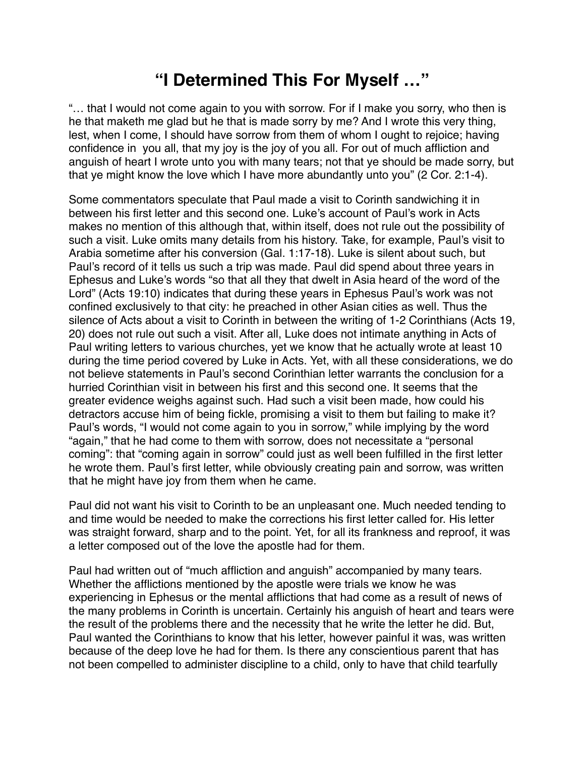# “I Determined This For Myself …”

“… that I would not come again to you with sorrow. For if I make you sorry, who then is he that maketh me glad but he that is made sorry by me? And I wrote this very thing, lest, when I come, I should have sorrow from them of whom I ought to rejoice; having confidence in you all, that my joy is the joy of you all. For out of much affliction and anguish of heart I wrote unto you with many tears; not that ye should be made sorry, but that ye might know the love which I have more abundantly unto you” (2 Cor. 2:1-4).

Some commentators speculate that Paul made a visit to Corinth sandwiching it in between his first letter and this second one. Luke’s account of Paul’s work in Acts makes no mention of this although that, within itself, does not rule out the possibility of such a visit. Luke omits many details from his history. Take, for example, Paul’s visit to Arabia sometime after his conversion (Gal. 1:17-18). Luke is silent about such, but Paul’s record of it tells us such a trip was made. Paul did spend about three years in Ephesus and Luke’s words “so that all they that dwelt in Asia heard of the word of the Lord” (Acts 19:10) indicates that during these years in Ephesus Paul’s work was not confined exclusively to that city: he preached in other Asian cities as well. Thus the silence of Acts about a visit to Corinth in between the writing of 1-2 Corinthians (Acts 19, 20) does not rule out such a visit. After all, Luke does not intimate anything in Acts of Paul writing letters to various churches, yet we know that he actually wrote at least 10 during the time period covered by Luke in Acts. Yet, with all these considerations, we do not believe statements in Paul’s second Corinthian letter warrants the conclusion for a hurried Corinthian visit in between his first and this second one. It seems that the greater evidence weighs against such. Had such a visit been made, how could his detractors accuse him of being fickle, promising a visit to them but failing to make it? Paul’s words, “I would not come again to you in sorrow,” while implying by the word “again,” that he had come to them with sorrow, does not necessitate a “personal coming”: that “coming again in sorrow” could just as well been fulfilled in the first letter he wrote them. Paul’s first letter, while obviously creating pain and sorrow, was written that he might have joy from them when he came.

Paul did not want his visit to Corinth to be an unpleasant one. Much needed tending to and time would be needed to make the corrections his first letter called for. His letter was straight forward, sharp and to the point. Yet, for all its frankness and reproof, it was a letter composed out of the love the apostle had for them.

Paul had written out of “much affliction and anguish” accompanied by many tears. Whether the afflictions mentioned by the apostle were trials we know he was experiencing in Ephesus or the mental afflictions that had come as a result of news of the many problems in Corinth is uncertain. Certainly his anguish of heart and tears were the result of the problems there and the necessity that he write the letter he did. But, Paul wanted the Corinthians to know that his letter, however painful it was, was written because of the deep love he had for them. Is there any conscientious parent that has not been compelled to administer discipline to a child, only to have that child tearfully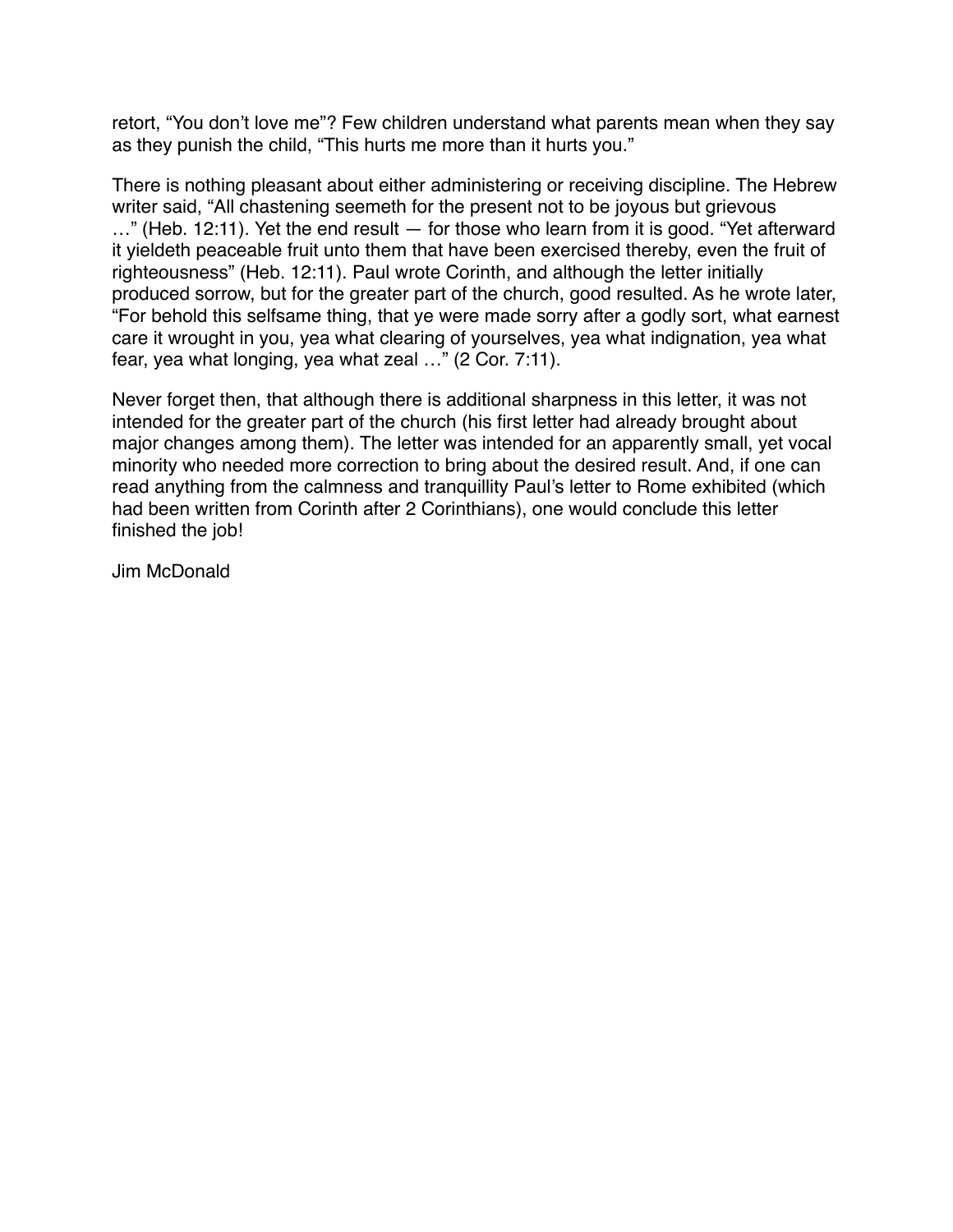retort, "You don't love me"? Few children understand what parents mean when they say as they punish the child, "This hurts me more than it hurts you."

There is nothing pleasant about either administering or receiving discipline. The Hebrew writer said, "All chastening seemeth for the present not to be joyous but grievous …" (Heb. 12:11). Yet the end result — for those who learn from it is good. "Yet afterward it yieldeth peaceable fruit unto them that have been exercised thereby, even the fruit of righteousness" (Heb. 12:11). Paul wrote Corinth, and although the letter initially produced sorrow, but for the greater part of the church, good resulted. As he wrote later, "For behold this selfsame thing, that ye were made sorry after a godly sort, what earnest care it wrought in you, yea what clearing of yourselves, yea what indignation, yea what fear, yea what longing, yea what zeal …" (2 Cor. 7:11).

Never forget then, that although there is additional sharpness in this letter, it was not intended for the greater part of the church (his first letter had already brought about major changes among them). The letter was intended for an apparently small, yet vocal minority who needed more correction to bring about the desired result. And, if one can read anything from the calmness and tranquillity Paul's letter to Rome exhibited (which had been written from Corinth after 2 Corinthians), one would conclude this letter finished the job!

Jim McDonald